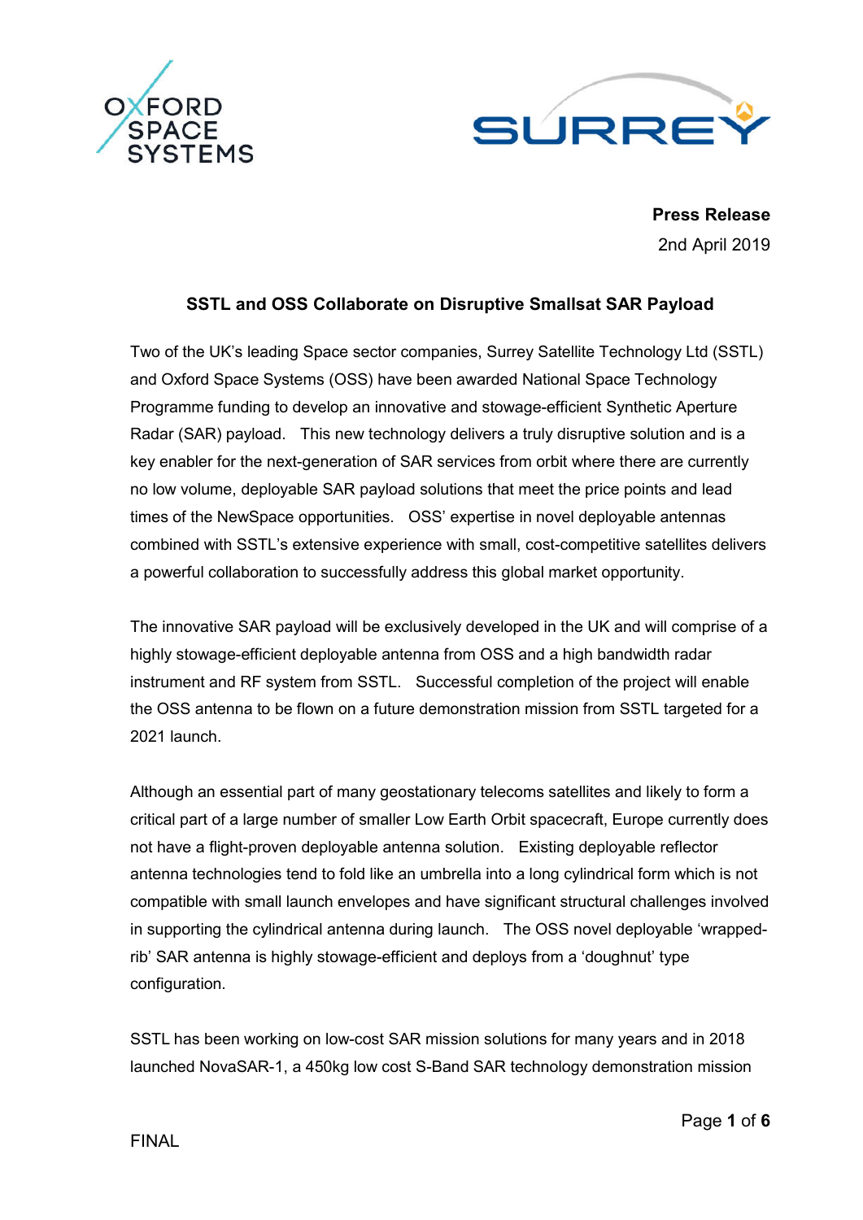**Press Release**

2nd April 2019

## SSTL and OSS Collaborate on Disruptive Smallsat SAR Payload

Two of the UK's leading Space sector companies, Surrey Satellite Technology Ltd (SSTL) and Oxford Space Systems (OSS) have been awarded National Space Technology Programme funding to develop an innovative and stowage-efficient Synthetic Aperture Radar (SAR) payload. This new technology delivers a truly disruptive solution and is a key enabler for the next-generation of SAR services from orbit where there are currently no low volume, deployable SAR payload solutions that meet the price points and lead times of the NewSpace opportunities. OSS' expertise in novel deployable antennas combined with SSTL's extensive experience with small, cost-competitive satellites delivers a powerful collaboration to successfully address this global market opportunity.

The innovative SAR payload will be exclusively developed in the UK and will comprise of a highly stowage-efficient deployable antenna from OSS and a high bandwidth radar instrument and RF system from SSTL. Successful completion of the project will enable the OSS antenna to be flown on a future demonstration mission from SSTL targeted for a 2021 launch.

Although an essential part of many geostationary telecoms satellites and likely to form a critical part of a large number of smaller Low Earth Orbit spacecraft, Europe currently does not have a flight-proven deployable antenna solution. Existing deployable reflector antenna technologies tend to fold like an umbrella into a long cylindrical form which is not compatible with small launch envelopes and have significant structural challenges involved in supporting the cylindrical antenna during launch. The OSS novel deployable 'wrapped-rib' SAR antenna is highly stowage-efficient and deploys from a 'doughnut' type configuration.

SSTL has been working on low-cost SAR mission solutions for many years and in 2018 launched NovaSAR-1, a 450kg low cost S-Band SAR technology demonstration mission

FINAL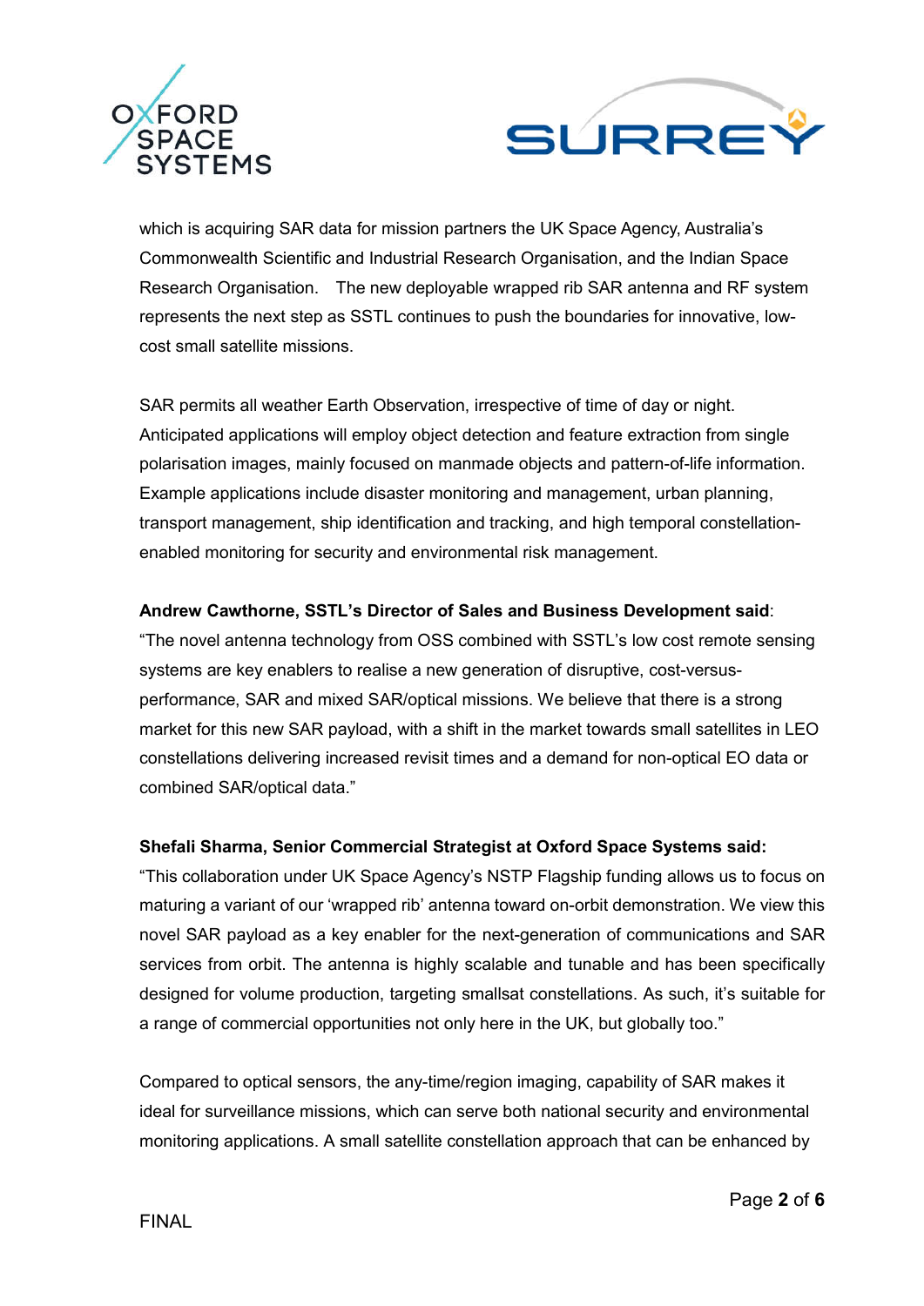which is acquiring SAR data for mission partners the UK Space Agency, Australia's Commonwealth Scientific and Industrial Research Organisation, and the Indian Space Research Organisation. The new deployable wrapped rib SAR antenna and RF system represents the next step as SSTL continues to push the boundaries for innovative, low-cost small satellite missions.

SAR permits all weather Earth Observation, irrespective of time of day or night. Anticipated applications will employ object detection and feature extraction from single polarisation images, mainly focused on manmade objects and pattern-of-life information. Example applications include disaster monitoring and management, urban planning, transport management, ship identification and tracking, and high temporal constellation-enabled monitoring for security and environmental risk management.

**Andrew Cawthorne, SSTL's Director of Sales and Business Development said**:
"The novel antenna technology from OSS combined with SSTL's low cost remote sensing systems are key enablers to realise a new generation of disruptive, cost-versus-performance, SAR and mixed SAR/optical missions. We believe that there is a strong market for this new SAR payload, with a shift in the market towards small satellites in LEO constellations delivering increased revisit times and a demand for non-optical EO data or combined SAR/optical data."

**Shefali Sharma, Senior Commercial Strategist at Oxford Space Systems said:**
"This collaboration under UK Space Agency's NSTP Flagship funding allows us to focus on maturing a variant of our 'wrapped rib' antenna toward on-orbit demonstration. We view this novel SAR payload as a key enabler for the next-generation of communications and SAR services from orbit. The antenna is highly scalable and tunable and has been specifically designed for volume production, targeting smallsat constellations. As such, it's suitable for a range of commercial opportunities not only here in the UK, but globally too."

Compared to optical sensors, the any-time/region imaging, capability of SAR makes it ideal for surveillance missions, which can serve both national security and environmental monitoring applications. A small satellite constellation approach that can be enhanced by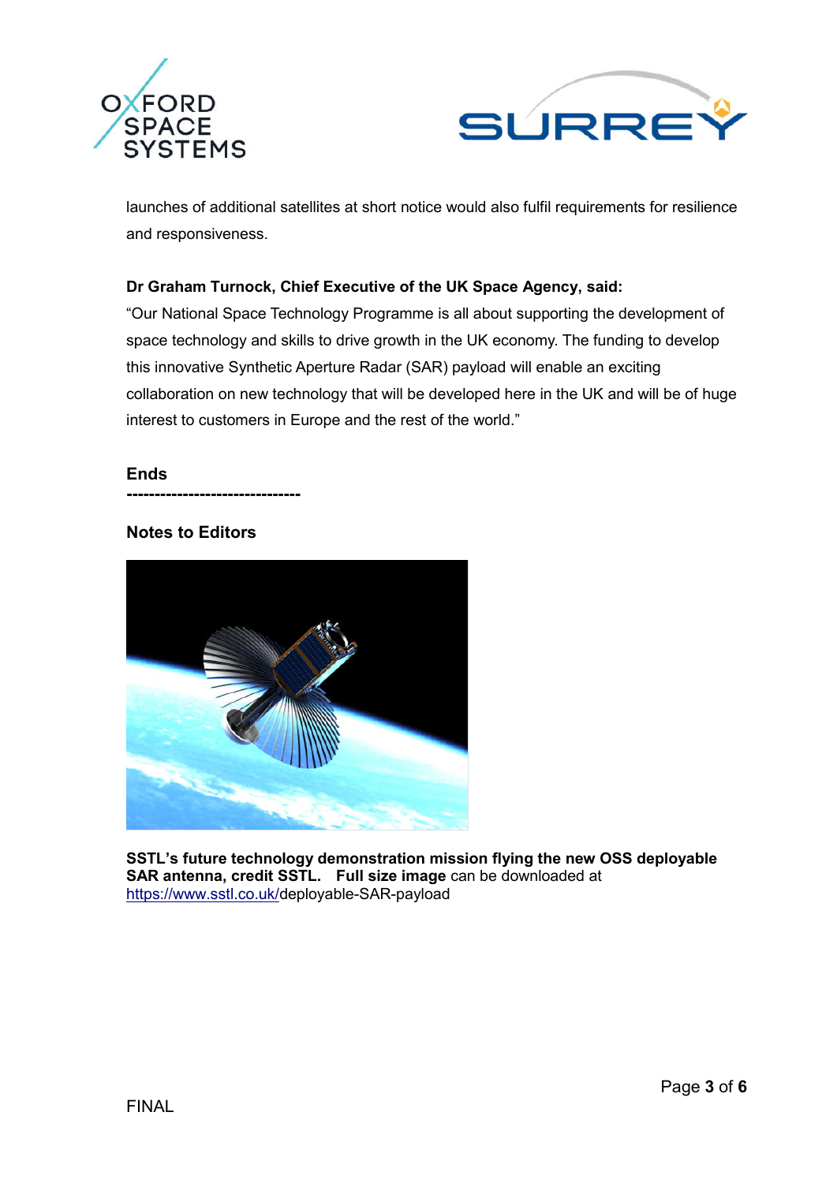launches of additional satellites at short notice would also fulfil requirements for resilience and responsiveness.

**Dr Graham Turnock, Chief Executive of the UK Space Agency, said:**

"Our National Space Technology Programme is all about supporting the development of space technology and skills to drive growth in the UK economy. The funding to develop this innovative Synthetic Aperture Radar (SAR) payload will enable an exciting collaboration on new technology that will be developed here in the UK and will be of huge interest to customers in Europe and the rest of the world."

**Ends**

**-------------------------------**

**Notes to Editors**

**SSTL's future technology demonstration mission flying the new OSS deployable SAR antenna, credit SSTL. Full size image** can be downloaded at https://www.sstl.co.uk/deployable-SAR-payload

FINAL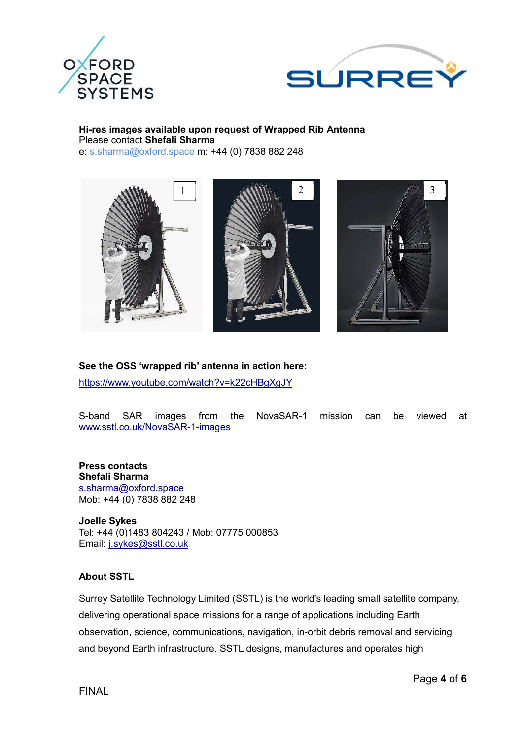**Hi-res images available upon request of Wrapped Rib Antenna**
Please contact **Shefali Sharma**
e: s.sharma@oxford.space m: +44 (0) 7838 882 248

1 2 3

**See the OSS 'wrapped rib' antenna in action here:**

https://www.youtube.com/watch?v=k22cHBgXgJY

S-band SAR images from the NovaSAR-1 mission can be viewed at www.sstl.co.uk/NovaSAR-1-images

**Press contacts**
**Shefali Sharma**
s.sharma@oxford.space
Mob: +44 (0) 7838 882 248

**Joelle Sykes**
Tel: +44 (0)1483 804243 / Mob: 07775 000853
Email: j.sykes@sstl.co.uk

**About SSTL**

Surrey Satellite Technology Limited (SSTL) is the world's leading small satellite company, delivering operational space missions for a range of applications including Earth observation, science, communications, navigation, in-orbit debris removal and servicing and beyond Earth infrastructure. SSTL designs, manufactures and operates high

FINAL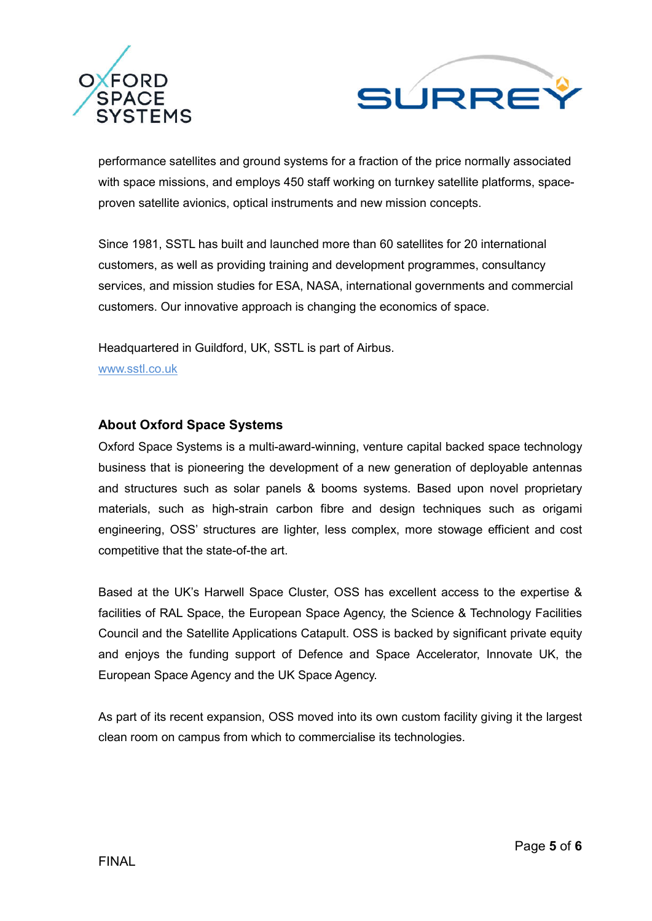performance satellites and ground systems for a fraction of the price normally associated with space missions, and employs 450 staff working on turnkey satellite platforms, space-proven satellite avionics, optical instruments and new mission concepts.

Since 1981, SSTL has built and launched more than 60 satellites for 20 international customers, as well as providing training and development programmes, consultancy services, and mission studies for ESA, NASA, international governments and commercial customers. Our innovative approach is changing the economics of space.

Headquartered in Guildford, UK, SSTL is part of Airbus.
[www.sstl.co.uk](http://www.sstl.co.uk)

## About Oxford Space Systems

Oxford Space Systems is a multi-award-winning, venture capital backed space technology business that is pioneering the development of a new generation of deployable antennas and structures such as solar panels & booms systems. Based upon novel proprietary materials, such as high-strain carbon fibre and design techniques such as origami engineering, OSS' structures are lighter, less complex, more stowage efficient and cost competitive that the state-of-the art.

Based at the UK's Harwell Space Cluster, OSS has excellent access to the expertise & facilities of RAL Space, the European Space Agency, the Science & Technology Facilities Council and the Satellite Applications Catapult. OSS is backed by significant private equity and enjoys the funding support of Defence and Space Accelerator, Innovate UK, the European Space Agency and the UK Space Agency.

As part of its recent expansion, OSS moved into its own custom facility giving it the largest clean room on campus from which to commercialise its technologies.

FINAL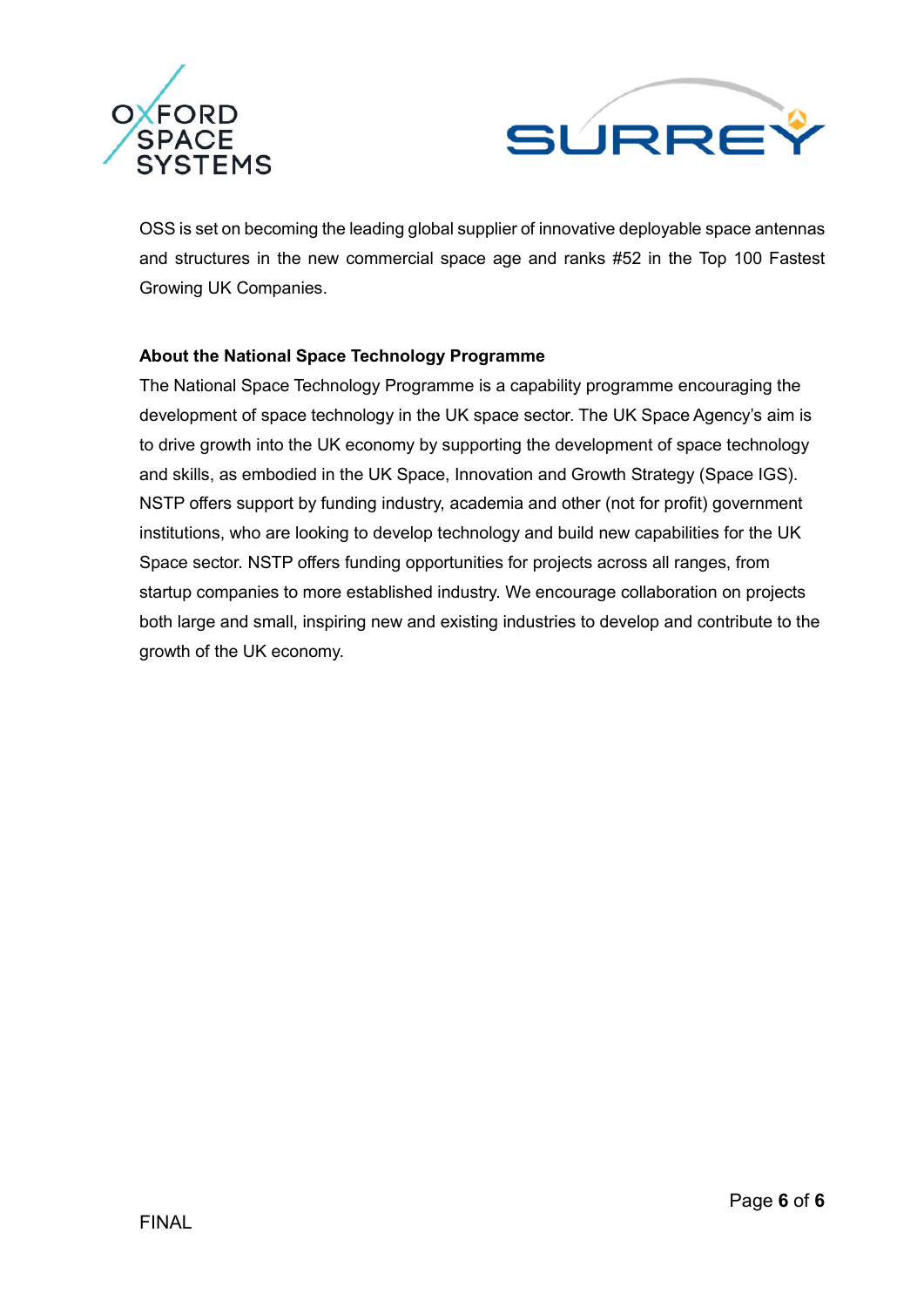OSS is set on becoming the leading global supplier of innovative deployable space antennas and structures in the new commercial space age and ranks #52 in the Top 100 Fastest Growing UK Companies.

**About the National Space Technology Programme**

The National Space Technology Programme is a capability programme encouraging the development of space technology in the UK space sector. The UK Space Agency's aim is to drive growth into the UK economy by supporting the development of space technology and skills, as embodied in the UK Space, Innovation and Growth Strategy (Space IGS). NSTP offers support by funding industry, academia and other (not for profit) government institutions, who are looking to develop technology and build new capabilities for the UK Space sector. NSTP offers funding opportunities for projects across all ranges, from startup companies to more established industry. We encourage collaboration on projects both large and small, inspiring new and existing industries to develop and contribute to the growth of the UK economy.

FINAL